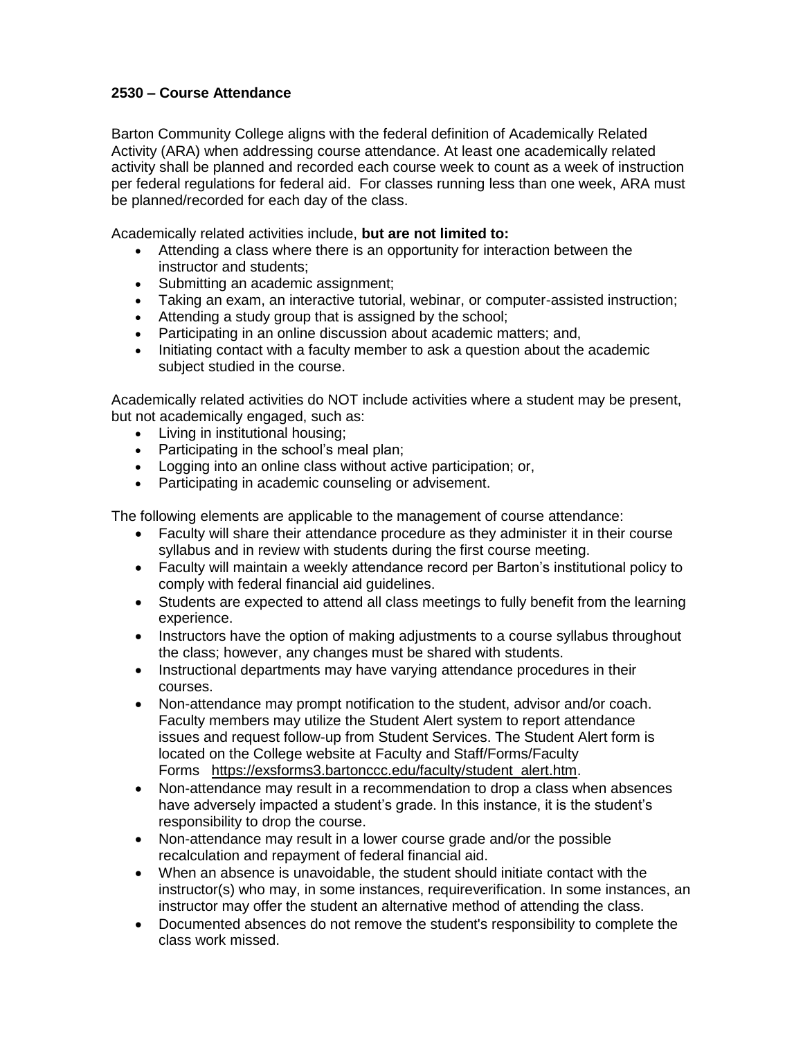**2530 – Course Attendance**

Barton Community College aligns with the federal definition of Academically Related Activity (ARA) when addressing course attendance. At least one academically related activity shall be planned and recorded each course week to count as a week of instruction per federal regulations for federal aid. For classes running less than one week, ARA must be planned/recorded for each day of the class.

Academically related activities include, **but are not limited to:**

- Attending a class where there is an opportunity for interaction between the instructor and students;
- Submitting an academic assignment;
- Taking an exam, an interactive tutorial, webinar, or computer-assisted instruction;
- Attending a study group that is assigned by the school;
- Participating in an online discussion about academic matters; and,
- Initiating contact with a faculty member to ask a question about the academic subject studied in the course.

Academically related activities do NOT include activities where a student may be present, but not academically engaged, such as:

- Living in institutional housing;
- Participating in the school's meal plan;
- Logging into an online class without active participation; or,
- Participating in academic counseling or advisement.

The following elements are applicable to the management of course attendance:

- Faculty will share their attendance procedure as they administer it in their course syllabus and in review with students during the first course meeting.
- Faculty will maintain a weekly attendance record per Barton's institutional policy to comply with federal financial aid guidelines.
- Students are expected to attend all class meetings to fully benefit from the learning experience.
- Instructors have the option of making adjustments to a course syllabus throughout the class; however, any changes must be shared with students.
- Instructional departments may have varying attendance procedures in their courses.
- Non-attendance may prompt notification to the student, advisor and/or coach. Faculty members may utilize the Student Alert system to report attendance issues and request follow-up from Student Services. The Student Alert form is located on the College website at Faculty and Staff/Forms/Faculty Forms https://exsforms3.bartonccc.edu/faculty/student_alert.htm.
- Non-attendance may result in a recommendation to drop a class when absences have adversely impacted a student's grade. In this instance, it is the student's responsibility to drop the course.
- Non-attendance may result in a lower course grade and/or the possible recalculation and repayment of federal financial aid.
- When an absence is unavoidable, the student should initiate contact with the instructor(s) who may, in some instances, requireverification. In some instances, an instructor may offer the student an alternative method of attending the class.
- Documented absences do not remove the student's responsibility to complete the class work missed.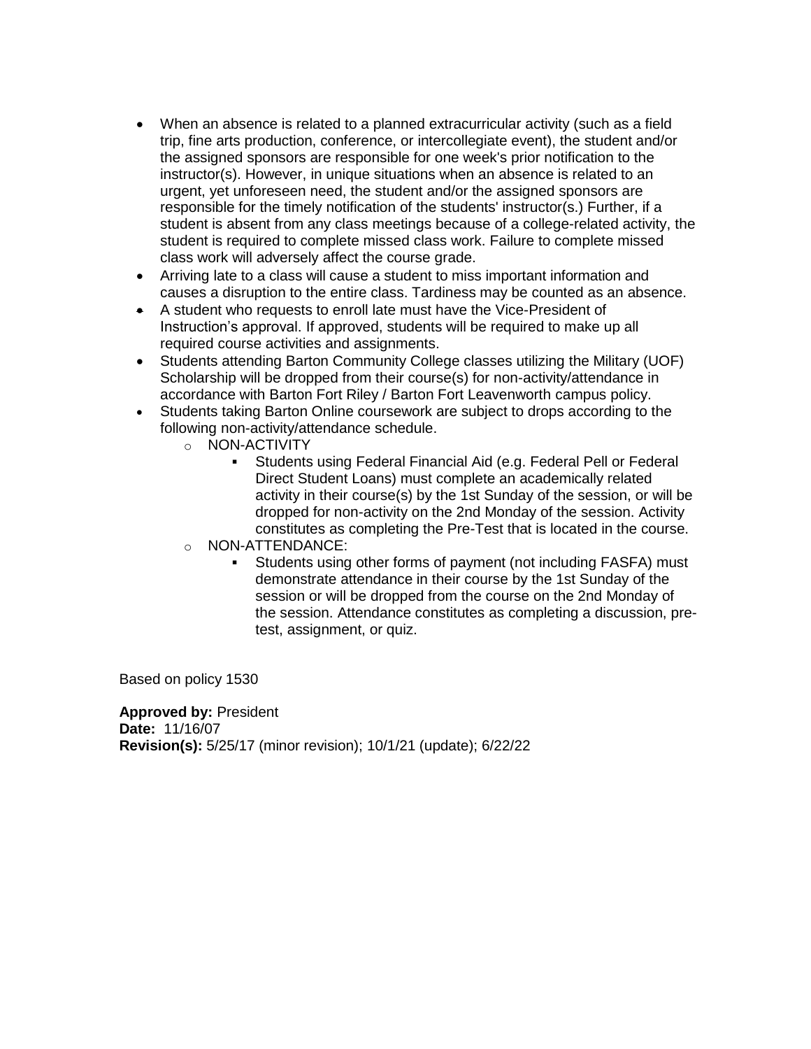- When an absence is related to a planned extracurricular activity (such as a field trip, fine arts production, conference, or intercollegiate event), the student and/or the assigned sponsors are responsible for one week's prior notification to the instructor(s). However, in unique situations when an absence is related to an urgent, yet unforeseen need, the student and/or the assigned sponsors are responsible for the timely notification of the students' instructor(s.) Further, if a student is absent from any class meetings because of a college-related activity, the student is required to complete missed class work. Failure to complete missed class work will adversely affect the course grade.
- Arriving late to a class will cause a student to miss important information and causes a disruption to the entire class. Tardiness may be counted as an absence.
- A student who requests to enroll late must have the Vice-President of Instruction's approval. If approved, students will be required to make up all required course activities and assignments.
- Students attending Barton Community College classes utilizing the Military (UOF) Scholarship will be dropped from their course(s) for non-activity/attendance in accordance with Barton Fort Riley / Barton Fort Leavenworth campus policy.
- Students taking Barton Online coursework are subject to drops according to the following non-activity/attendance schedule.
  - NON-ACTIVITY
    - Students using Federal Financial Aid (e.g. Federal Pell or Federal Direct Student Loans) must complete an academically related activity in their course(s) by the 1st Sunday of the session, or will be dropped for non-activity on the 2nd Monday of the session. Activity constitutes as completing the Pre-Test that is located in the course.
  - NON-ATTENDANCE:
    - Students using other forms of payment (not including FASFA) must demonstrate attendance in their course by the 1st Sunday of the session or will be dropped from the course on the 2nd Monday of the session. Attendance constitutes as completing a discussion, pre-test, assignment, or quiz.

Based on policy 1530

**Approved by:** President
**Date:** 11/16/07
**Revision(s):** 5/25/17 (minor revision); 10/1/21 (update); 6/22/22